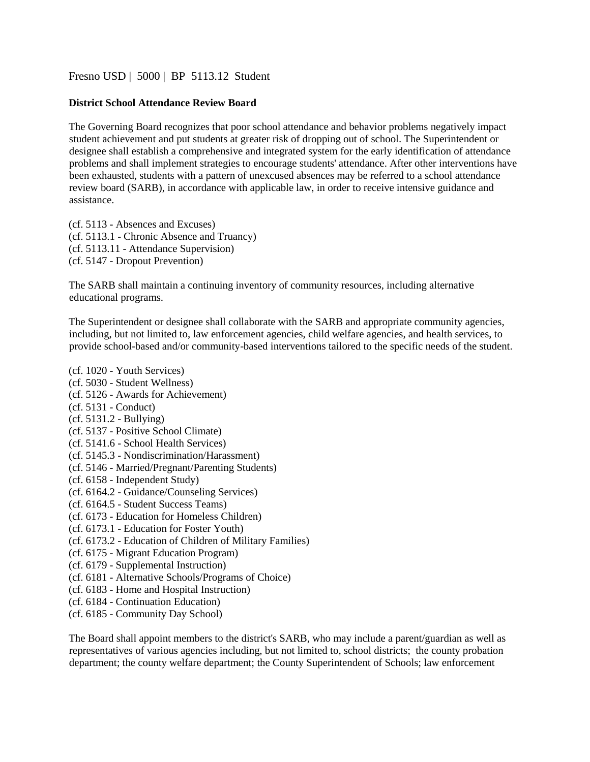Fresno USD | 5000 | BP 5113.12 Student

**District School Attendance Review Board**

The Governing Board recognizes that poor school attendance and behavior problems negatively impact student achievement and put students at greater risk of dropping out of school. The Superintendent or designee shall establish a comprehensive and integrated system for the early identification of attendance problems and shall implement strategies to encourage students' attendance. After other interventions have been exhausted, students with a pattern of unexcused absences may be referred to a school attendance review board (SARB), in accordance with applicable law, in order to receive intensive guidance and assistance.

(cf. 5113 - Absences and Excuses)
(cf. 5113.1 - Chronic Absence and Truancy)
(cf. 5113.11 - Attendance Supervision)
(cf. 5147 - Dropout Prevention)

The SARB shall maintain a continuing inventory of community resources, including alternative educational programs.

The Superintendent or designee shall collaborate with the SARB and appropriate community agencies, including, but not limited to, law enforcement agencies, child welfare agencies, and health services, to provide school-based and/or community-based interventions tailored to the specific needs of the student.

(cf. 1020 - Youth Services)
(cf. 5030 - Student Wellness)
(cf. 5126 - Awards for Achievement)
(cf. 5131 - Conduct)
(cf. 5131.2 - Bullying)
(cf. 5137 - Positive School Climate)
(cf. 5141.6 - School Health Services)
(cf. 5145.3 - Nondiscrimination/Harassment)
(cf. 5146 - Married/Pregnant/Parenting Students)
(cf. 6158 - Independent Study)
(cf. 6164.2 - Guidance/Counseling Services)
(cf. 6164.5 - Student Success Teams)
(cf. 6173 - Education for Homeless Children)
(cf. 6173.1 - Education for Foster Youth)
(cf. 6173.2 - Education of Children of Military Families)
(cf. 6175 - Migrant Education Program)
(cf. 6179 - Supplemental Instruction)
(cf. 6181 - Alternative Schools/Programs of Choice)
(cf. 6183 - Home and Hospital Instruction)
(cf. 6184 - Continuation Education)
(cf. 6185 - Community Day School)

The Board shall appoint members to the district's SARB, who may include a parent/guardian as well as representatives of various agencies including, but not limited to, school districts; the county probation department; the county welfare department; the County Superintendent of Schools; law enforcement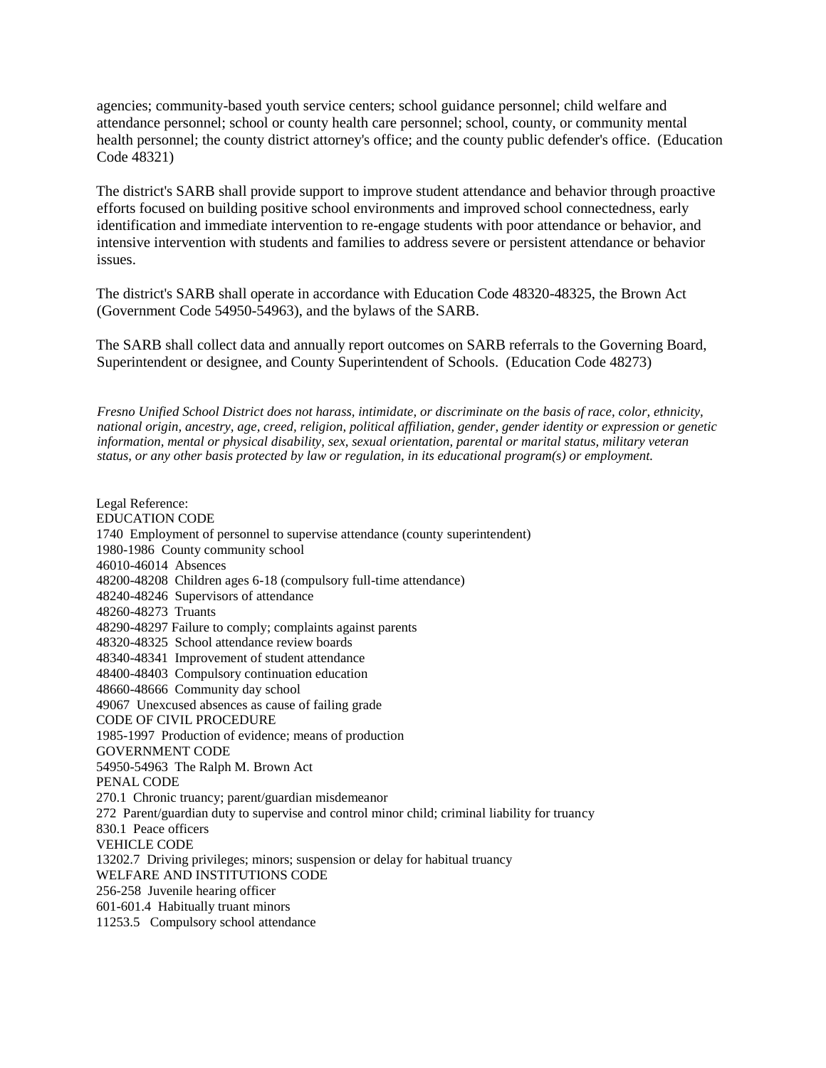agencies; community-based youth service centers; school guidance personnel; child welfare and attendance personnel; school or county health care personnel; school, county, or community mental health personnel; the county district attorney's office; and the county public defender's office. (Education Code 48321)

The district's SARB shall provide support to improve student attendance and behavior through proactive efforts focused on building positive school environments and improved school connectedness, early identification and immediate intervention to re-engage students with poor attendance or behavior, and intensive intervention with students and families to address severe or persistent attendance or behavior issues.

The district's SARB shall operate in accordance with Education Code 48320-48325, the Brown Act (Government Code 54950-54963), and the bylaws of the SARB.

The SARB shall collect data and annually report outcomes on SARB referrals to the Governing Board, Superintendent or designee, and County Superintendent of Schools. (Education Code 48273)

*Fresno Unified School District does not harass, intimidate, or discriminate on the basis of race, color, ethnicity, national origin, ancestry, age, creed, religion, political affiliation, gender, gender identity or expression or genetic information, mental or physical disability, sex, sexual orientation, parental or marital status, military veteran status, or any other basis protected by law or regulation, in its educational program(s) or employment.*

Legal Reference:
EDUCATION CODE
1740 Employment of personnel to supervise attendance (county superintendent)
1980-1986 County community school
46010-46014 Absences
48200-48208 Children ages 6-18 (compulsory full-time attendance)
48240-48246 Supervisors of attendance
48260-48273 Truants
48290-48297 Failure to comply; complaints against parents
48320-48325 School attendance review boards
48340-48341 Improvement of student attendance
48400-48403 Compulsory continuation education
48660-48666 Community day school
49067 Unexcused absences as cause of failing grade
CODE OF CIVIL PROCEDURE
1985-1997 Production of evidence; means of production
GOVERNMENT CODE
54950-54963 The Ralph M. Brown Act
PENAL CODE
270.1 Chronic truancy; parent/guardian misdemeanor
272 Parent/guardian duty to supervise and control minor child; criminal liability for truancy
830.1 Peace officers
VEHICLE CODE
13202.7 Driving privileges; minors; suspension or delay for habitual truancy
WELFARE AND INSTITUTIONS CODE
256-258 Juvenile hearing officer
601-601.4 Habitually truant minors
11253.5 Compulsory school attendance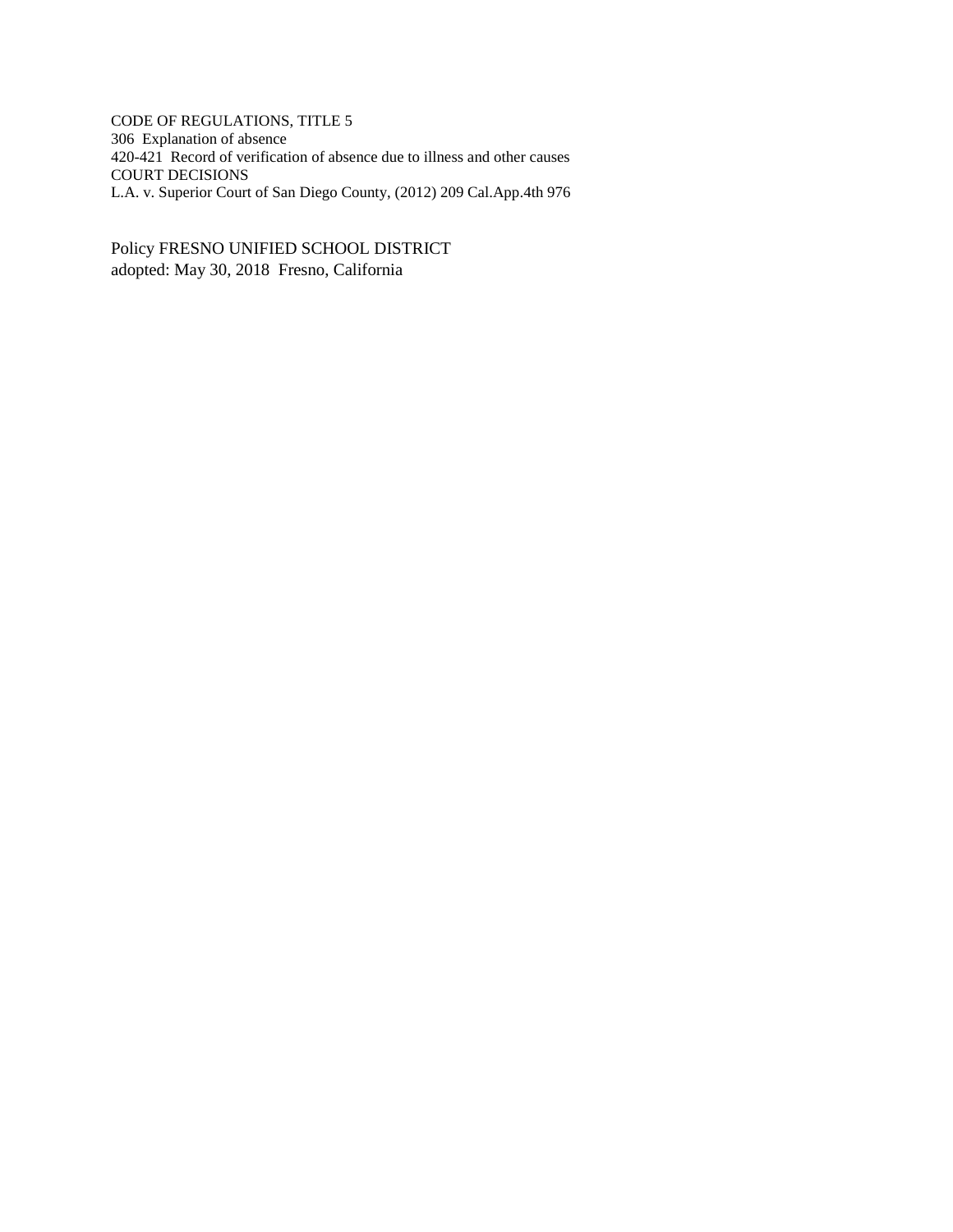CODE OF REGULATIONS, TITLE 5

306 Explanation of absence

420-421 Record of verification of absence due to illness and other causes

COURT DECISIONS

L.A. v. Superior Court of San Diego County, (2012) 209 Cal.App.4th 976

Policy FRESNO UNIFIED SCHOOL DISTRICT

adopted: May 30, 2018 Fresno, California